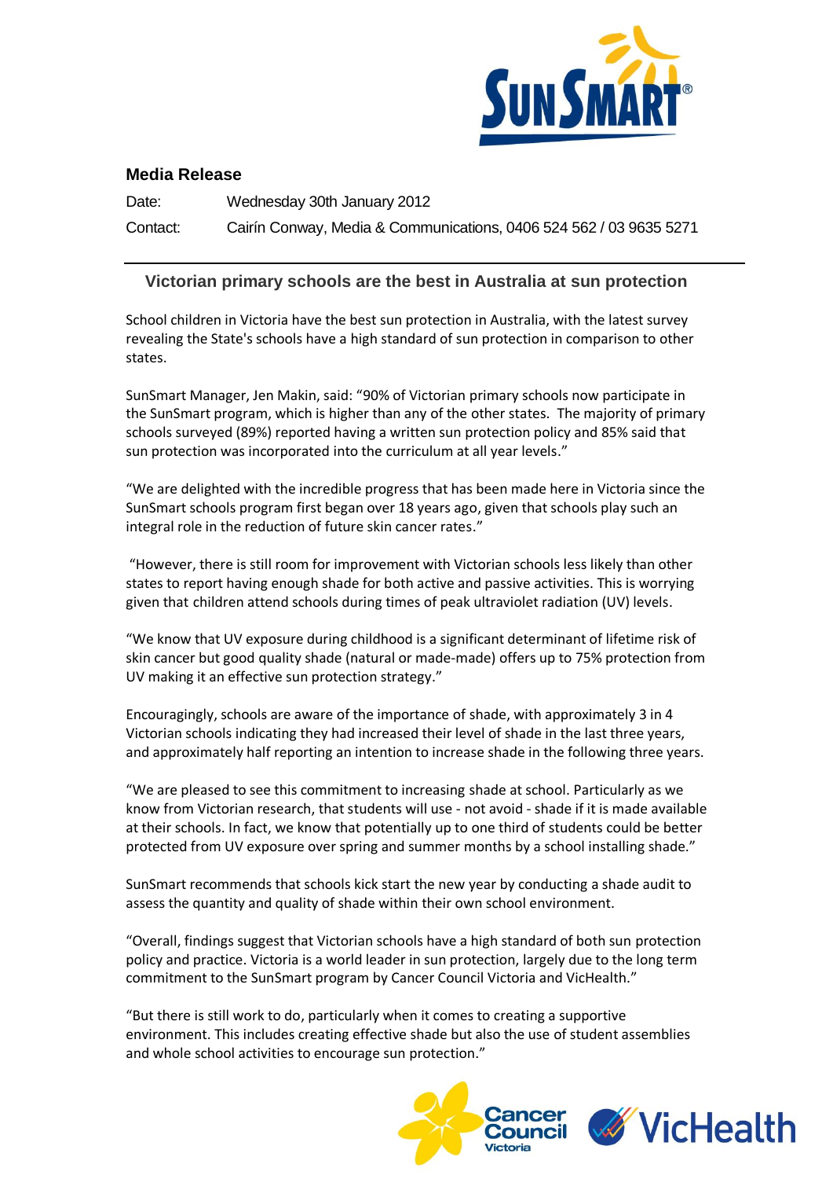**Media Release**

Date: Wednesday 30th January 2012

Contact: Cairín Conway, Media & Communications, 0406 524 562 / 03 9635 5271

## Victorian primary schools are the best in Australia at sun protection

School children in Victoria have the best sun protection in Australia, with the latest survey revealing the State's schools have a high standard of sun protection in comparison to other states.

SunSmart Manager, Jen Makin, said: "90% of Victorian primary schools now participate in the SunSmart program, which is higher than any of the other states. The majority of primary schools surveyed (89%) reported having a written sun protection policy and 85% said that sun protection was incorporated into the curriculum at all year levels."

"We are delighted with the incredible progress that has been made here in Victoria since the SunSmart schools program first began over 18 years ago, given that schools play such an integral role in the reduction of future skin cancer rates."

"However, there is still room for improvement with Victorian schools less likely than other states to report having enough shade for both active and passive activities. This is worrying given that children attend schools during times of peak ultraviolet radiation (UV) levels.

"We know that UV exposure during childhood is a significant determinant of lifetime risk of skin cancer but good quality shade (natural or made-made) offers up to 75% protection from UV making it an effective sun protection strategy."

Encouragingly, schools are aware of the importance of shade, with approximately 3 in 4 Victorian schools indicating they had increased their level of shade in the last three years, and approximately half reporting an intention to increase shade in the following three years.

"We are pleased to see this commitment to increasing shade at school. Particularly as we know from Victorian research, that students will use - not avoid - shade if it is made available at their schools. In fact, we know that potentially up to one third of students could be better protected from UV exposure over spring and summer months by a school installing shade."

SunSmart recommends that schools kick start the new year by conducting a shade audit to assess the quantity and quality of shade within their own school environment.

"Overall, findings suggest that Victorian schools have a high standard of both sun protection policy and practice. Victoria is a world leader in sun protection, largely due to the long term commitment to the SunSmart program by Cancer Council Victoria and VicHealth."

"But there is still work to do, particularly when it comes to creating a supportive environment. This includes creating effective shade but also the use of student assemblies and whole school activities to encourage sun protection."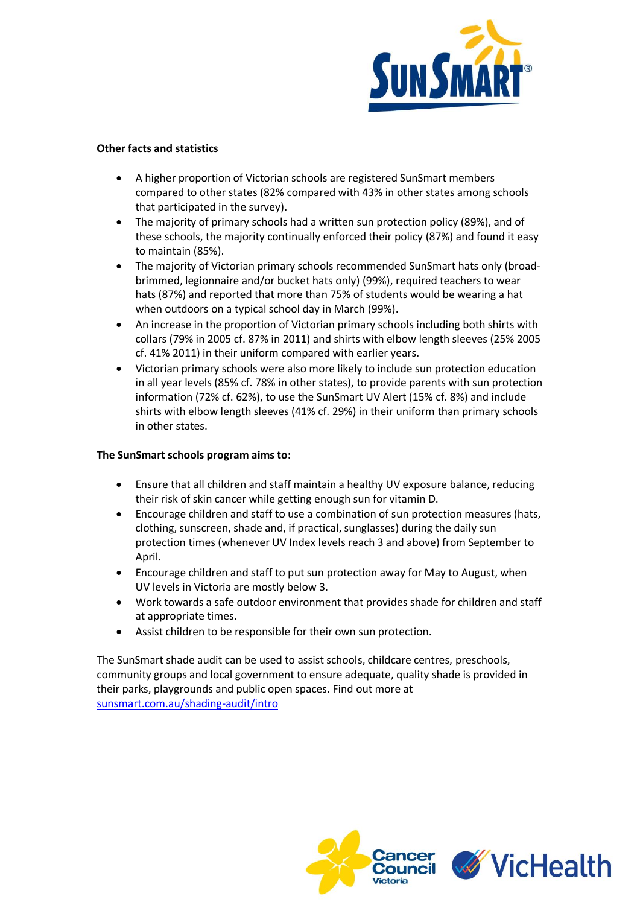**Other facts and statistics**

- A higher proportion of Victorian schools are registered SunSmart members compared to other states (82% compared with 43% in other states among schools that participated in the survey).
- The majority of primary schools had a written sun protection policy (89%), and of these schools, the majority continually enforced their policy (87%) and found it easy to maintain (85%).
- The majority of Victorian primary schools recommended SunSmart hats only (broad-brimmed, legionnaire and/or bucket hats only) (99%), required teachers to wear hats (87%) and reported that more than 75% of students would be wearing a hat when outdoors on a typical school day in March (99%).
- An increase in the proportion of Victorian primary schools including both shirts with collars (79% in 2005 cf. 87% in 2011) and shirts with elbow length sleeves (25% 2005 cf. 41% 2011) in their uniform compared with earlier years.
- Victorian primary schools were also more likely to include sun protection education in all year levels (85% cf. 78% in other states), to provide parents with sun protection information (72% cf. 62%), to use the SunSmart UV Alert (15% cf. 8%) and include shirts with elbow length sleeves (41% cf. 29%) in their uniform than primary schools in other states.

**The SunSmart schools program aims to:**

- Ensure that all children and staff maintain a healthy UV exposure balance, reducing their risk of skin cancer while getting enough sun for vitamin D.
- Encourage children and staff to use a combination of sun protection measures (hats, clothing, sunscreen, shade and, if practical, sunglasses) during the daily sun protection times (whenever UV Index levels reach 3 and above) from September to April.
- Encourage children and staff to put sun protection away for May to August, when UV levels in Victoria are mostly below 3.
- Work towards a safe outdoor environment that provides shade for children and staff at appropriate times.
- Assist children to be responsible for their own sun protection.

The SunSmart shade audit can be used to assist schools, childcare centres, preschools, community groups and local government to ensure adequate, quality shade is provided in their parks, playgrounds and public open spaces. Find out more at [sunsmart.com.au/shading-audit/intro](sunsmart.com.au/shading-audit/intro)